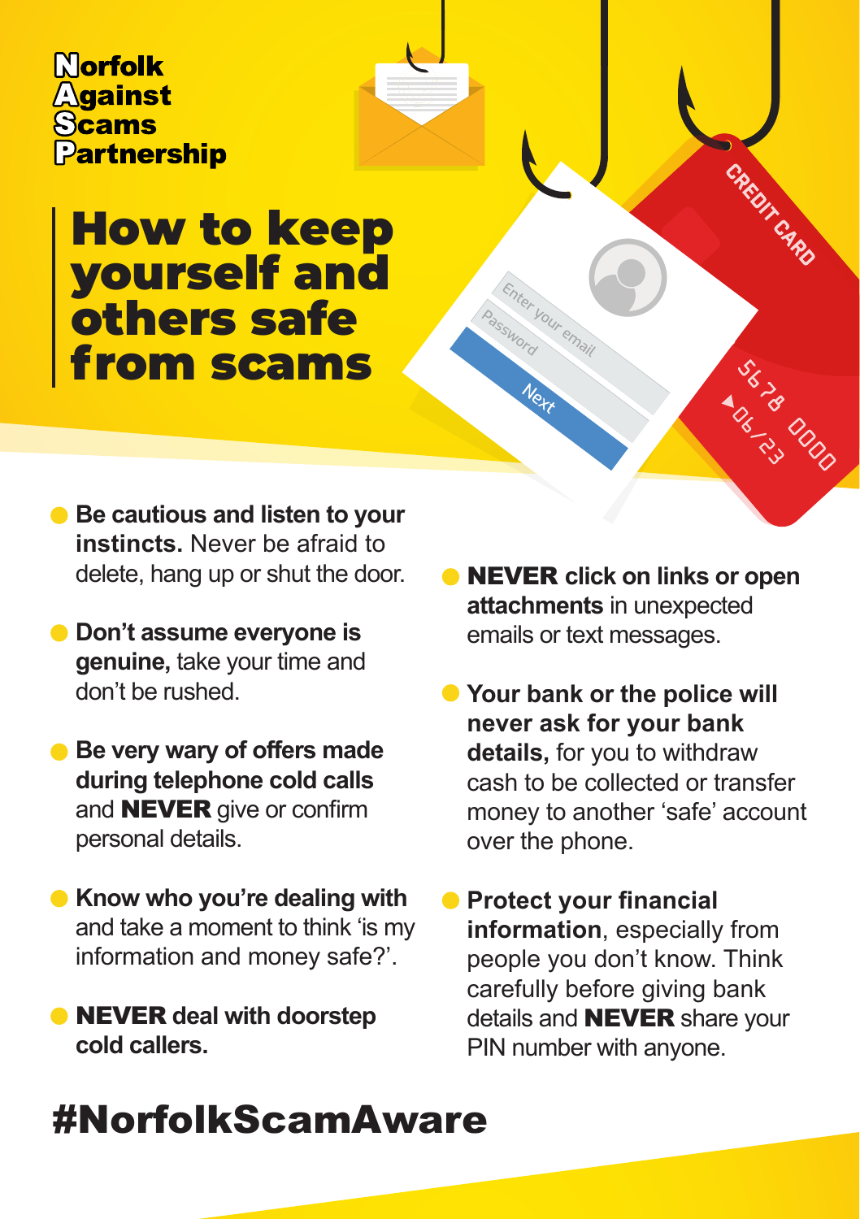**Norfolk Against Scams Partnership**

# How to keep yourself and others safe from scams

- **Be cautious and listen to your instincts.** Never be afraid to delete, hang up or shut the door.
- **Don't assume everyone is genuine,** take your time and don't be rushed.
- **Be very wary of offers made during telephone cold calls** and **NEVER** give or confirm personal details.
- **Know who you're dealing with** and take a moment to think 'is my information and money safe?'.
- **NEVER deal with doorstep cold callers.**
- **NEVER click on links or open attachments** in unexpected emails or text messages.
- **Your bank or the police will never ask for your bank details,** for you to withdraw cash to be collected or transfer money to another 'safe' account over the phone.
- **Protect your financial information**, especially from people you don't know. Think carefully before giving bank details and **NEVER** share your PIN number with anyone.

## #NorfolkScamAware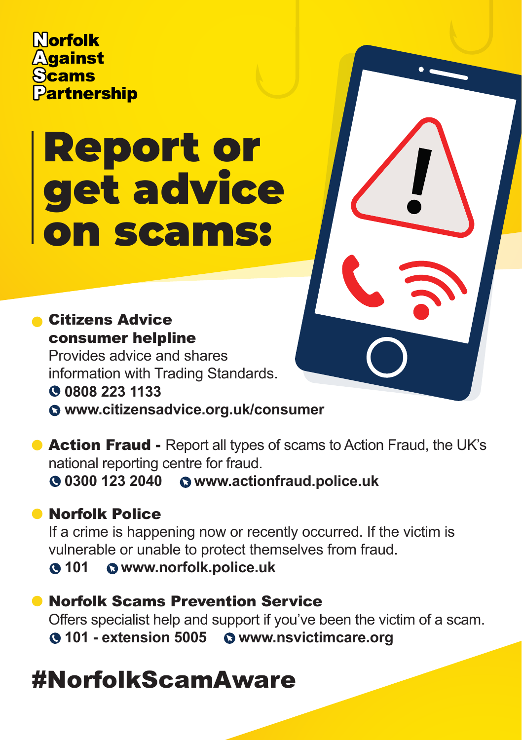**Norfolk Against Scams Partnership**

# Report or get advice on scams:

- **Citizens Advice consumer helpline**
  Provides advice and shares information with Trading Standards.
  **0808 223 1133**
  **www.citizensadvice.org.uk/consumer**

- **Action Fraud -** Report all types of scams to Action Fraud, the UK's national reporting centre for fraud.
  **0300 123 2040** **www.actionfraud.police.uk**

- **Norfolk Police**
  If a crime is happening now or recently occurred. If the victim is vulnerable or unable to protect themselves from fraud.
  **101** **www.norfolk.police.uk**

- **Norfolk Scams Prevention Service**
  Offers specialist help and support if you've been the victim of a scam.
  **101 - extension 5005** **www.nsvictimcare.org**

## #NorfolkScamAware